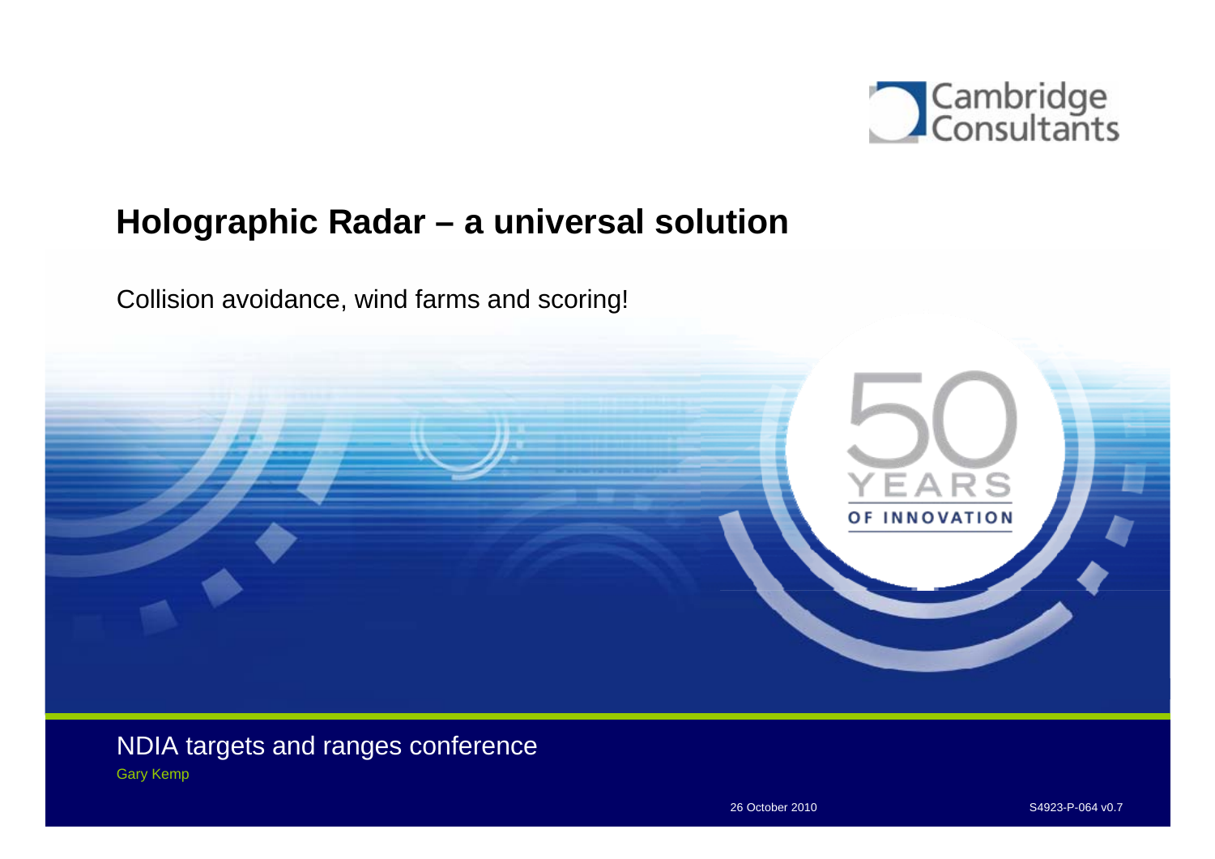Cambridge Consultants

# Holographic Radar – a universal solution

Collision avoidance, wind farms and scoring!

50 YEARS OF INNOVATION

NDIA targets and ranges conference

Gary Kemp

26 October 2010

S4923-P-064 v0.7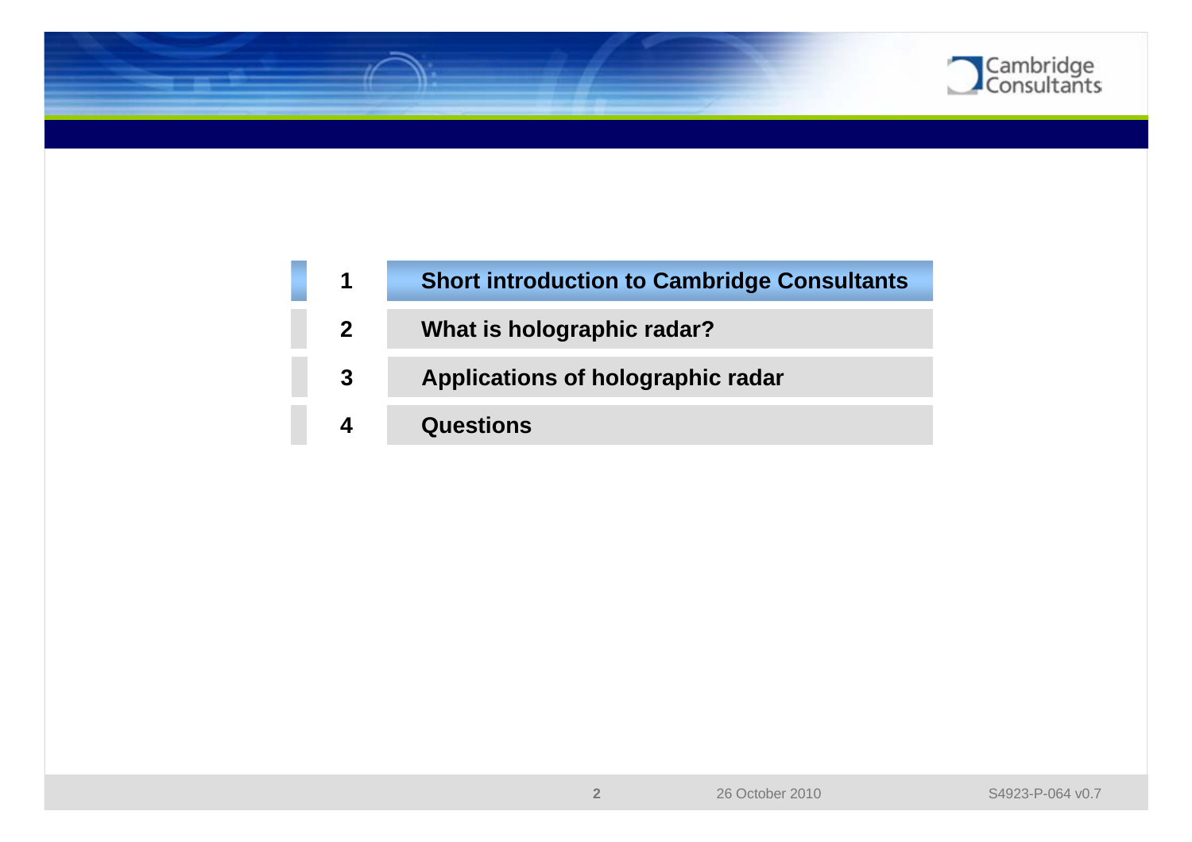1. **Short introduction to Cambridge Consultants**
2. **What is holographic radar?**
3. **Applications of holographic radar**
4. **Questions**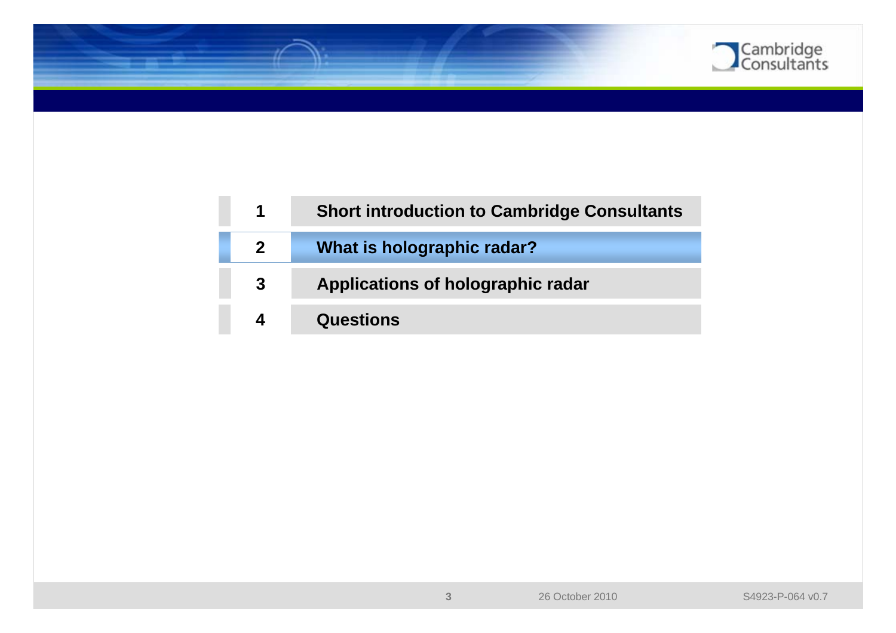| | |
|---|---|
| 1 | Short introduction to Cambridge Consultants |
| 2 | What is holographic radar? |
| 3 | Applications of holographic radar |
| 4 | Questions |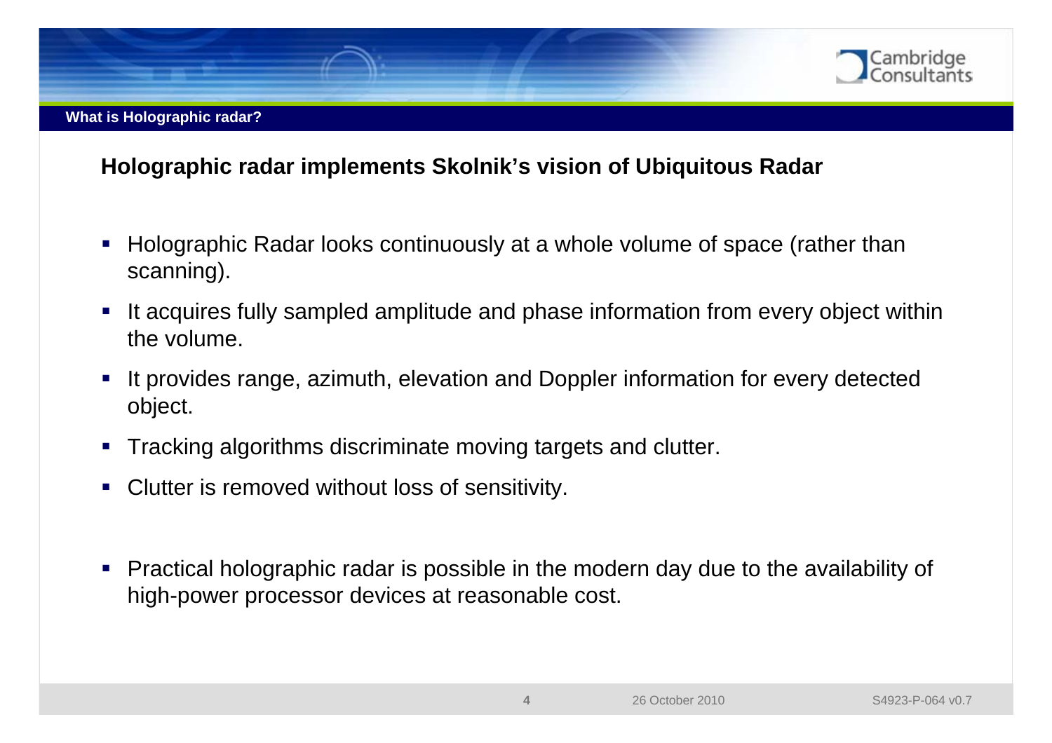## What is Holographic radar?

### Holographic radar implements Skolnik's vision of Ubiquitous Radar

- Holographic Radar looks continuously at a whole volume of space (rather than scanning).
- It acquires fully sampled amplitude and phase information from every object within the volume.
- It provides range, azimuth, elevation and Doppler information for every detected object.
- Tracking algorithms discriminate moving targets and clutter.
- Clutter is removed without loss of sensitivity.

- Practical holographic radar is possible in the modern day due to the availability of high-power processor devices at reasonable cost.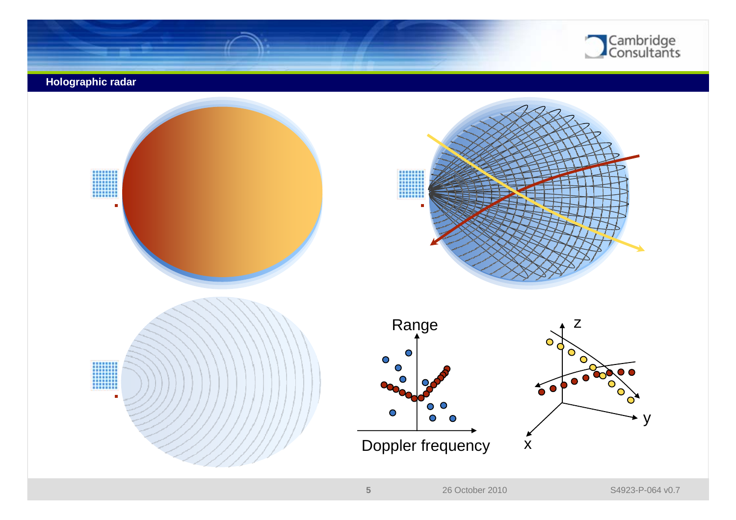## Holographic radar

Range

Doppler frequency

z

y

x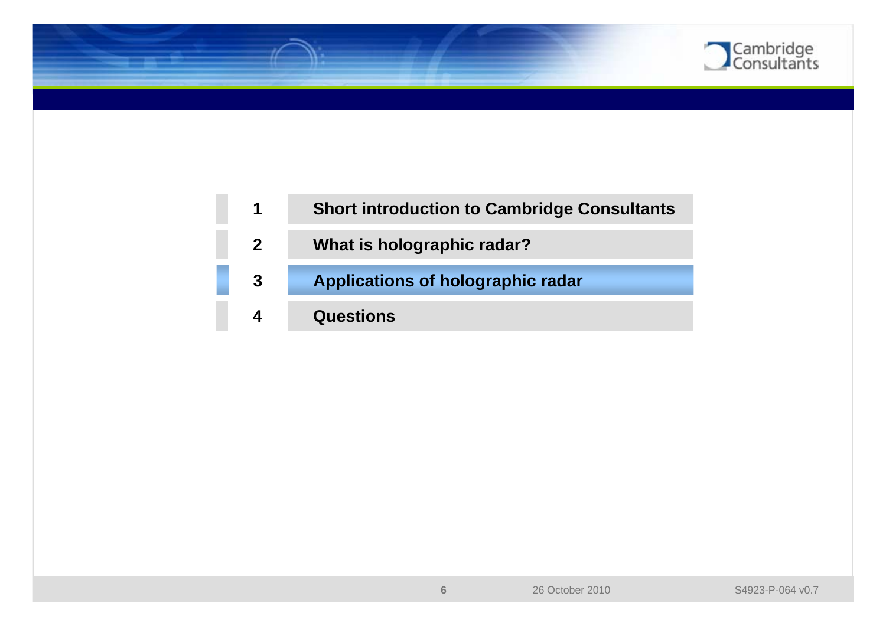1 Short introduction to Cambridge Consultants

2 What is holographic radar?

3 **Applications of holographic radar**

4 Questions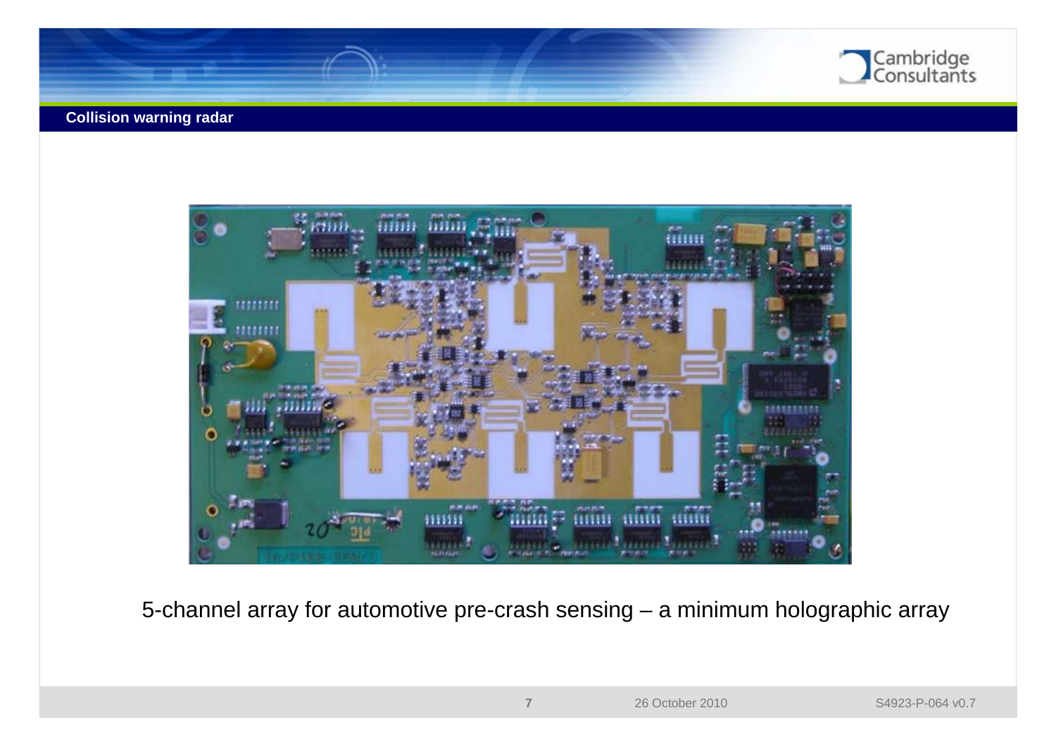## Collision warning radar

5-channel array for automotive pre-crash sensing – a minimum holographic array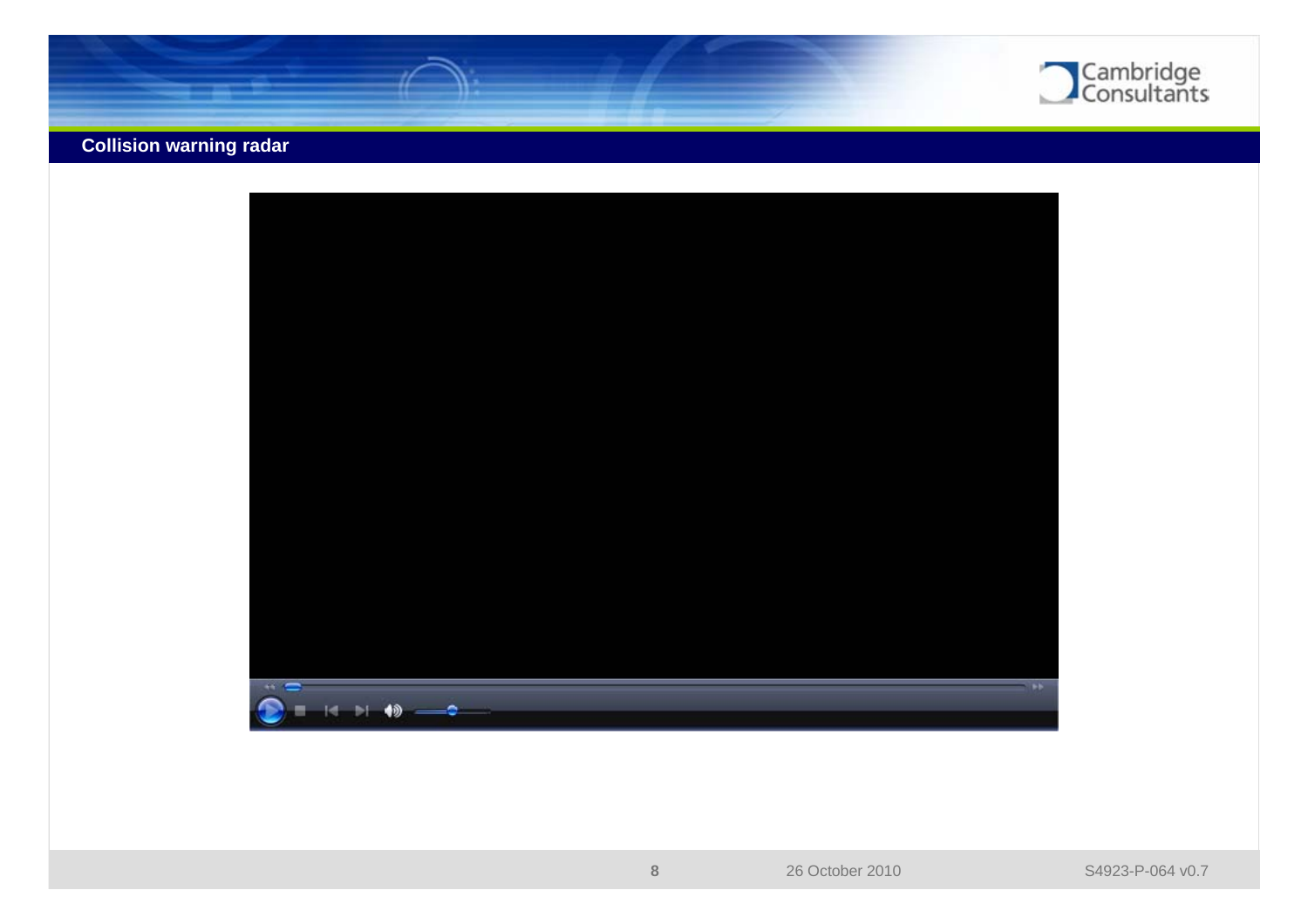## Collision warning radar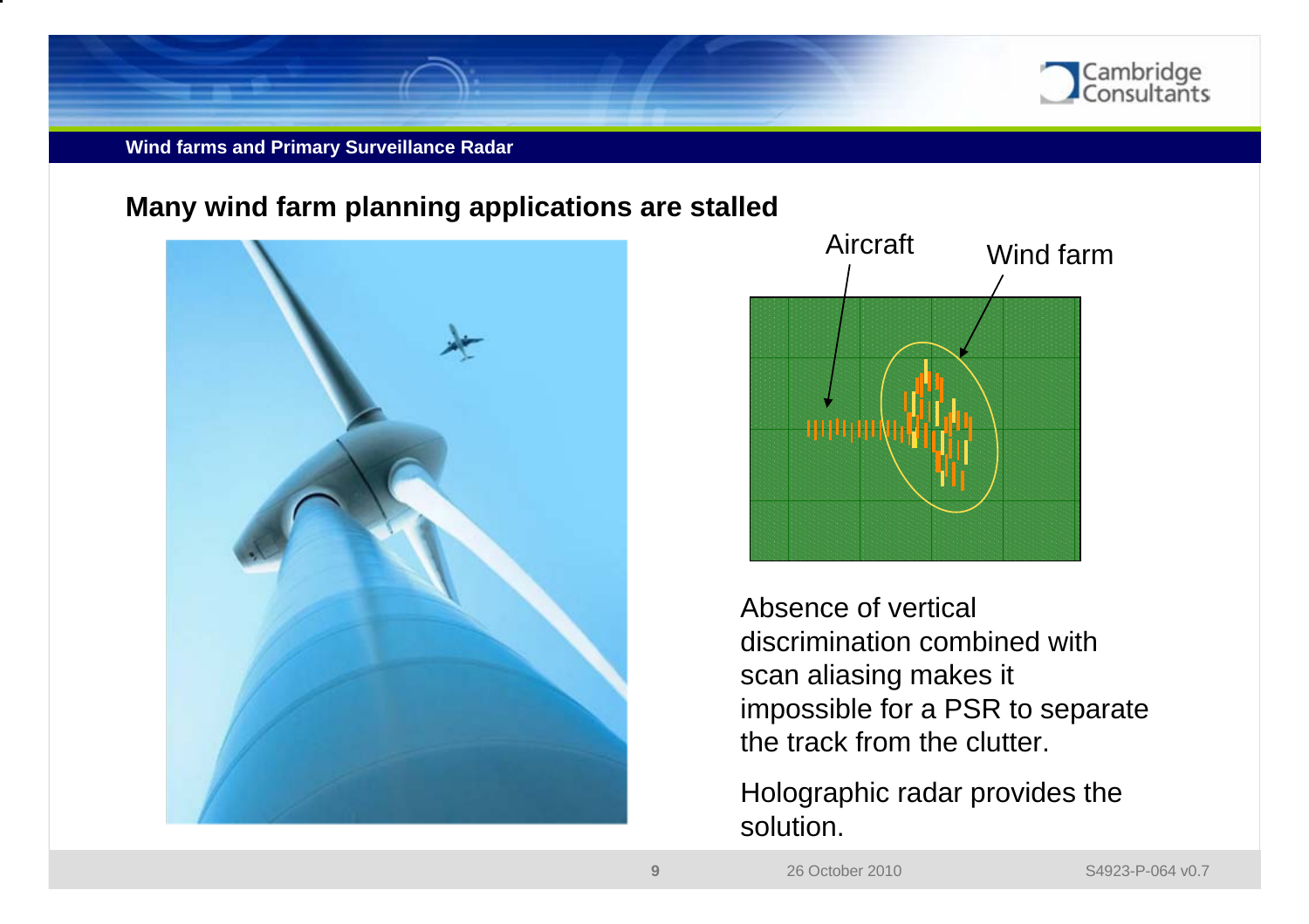## Many wind farm planning applications are stalled

Aircraft

Wind farm

Absence of vertical discrimination combined with scan aliasing makes it impossible for a PSR to separate the track from the clutter.

Holographic radar provides the solution.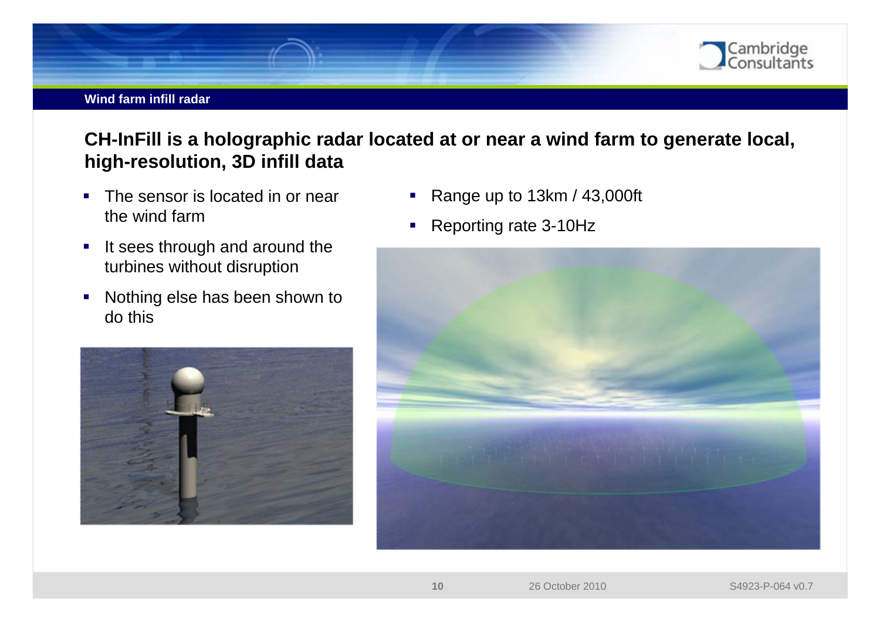## Wind farm infill radar

### CH-InFill is a holographic radar located at or near a wind farm to generate local, high-resolution, 3D infill data

- The sensor is located in or near the wind farm
- It sees through and around the turbines without disruption
- Nothing else has been shown to do this

- Range up to 13km / 43,000ft
- Reporting rate 3-10Hz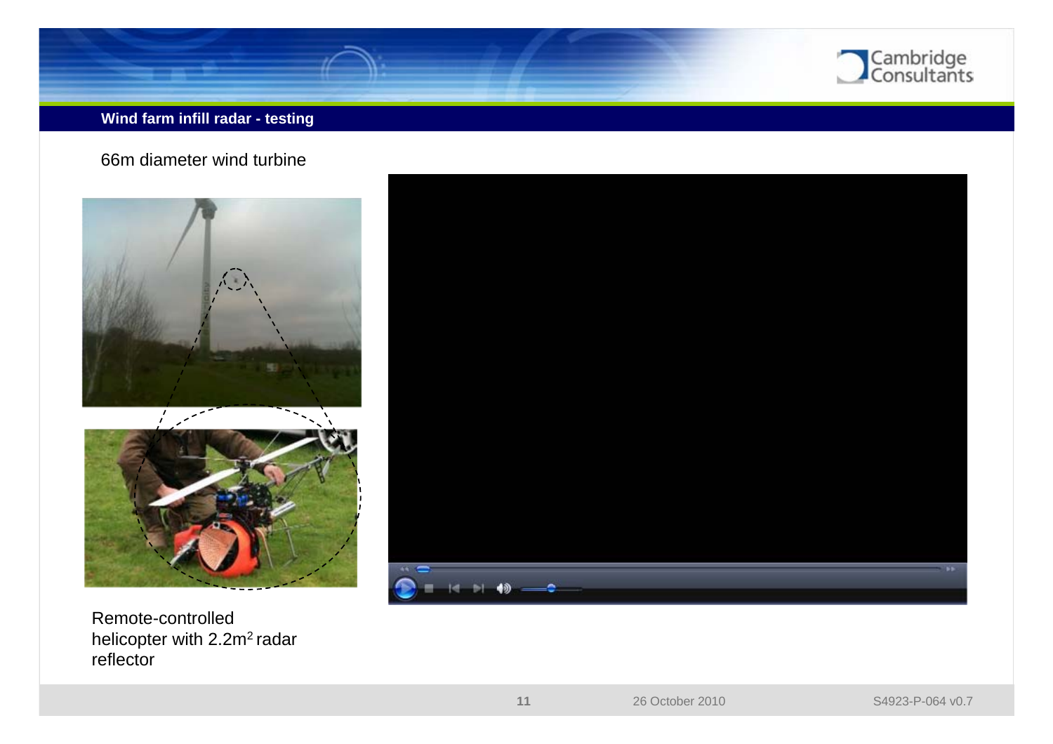## Wind farm infill radar - testing

66m diameter wind turbine

Remote-controlled helicopter with $2.2m^2$ radar reflector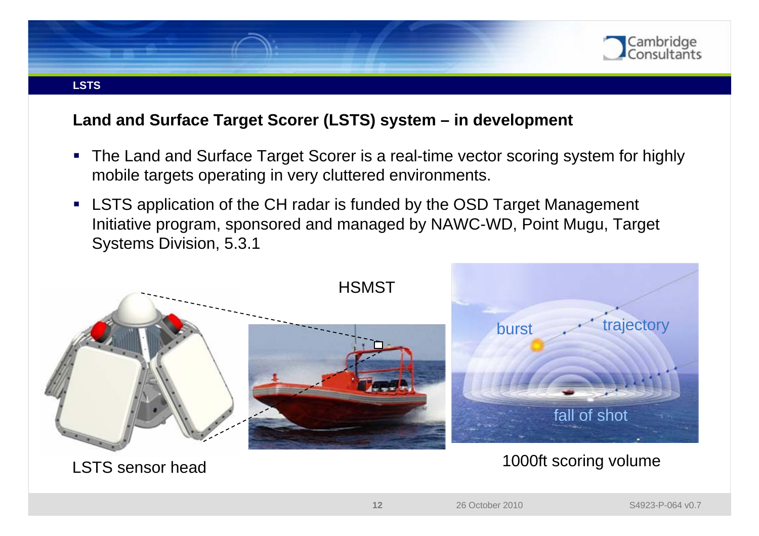## Land and Surface Target Scorer (LSTS) system – in development

- The Land and Surface Target Scorer is a real-time vector scoring system for highly mobile targets operating in very cluttered environments.
- LSTS application of the CH radar is funded by the OSD Target Management Initiative program, sponsored and managed by NAWC-WD, Point Mugu, Target Systems Division, 5.3.1

HSMST

burst

trajectory

fall of shot

LSTS sensor head

1000ft scoring volume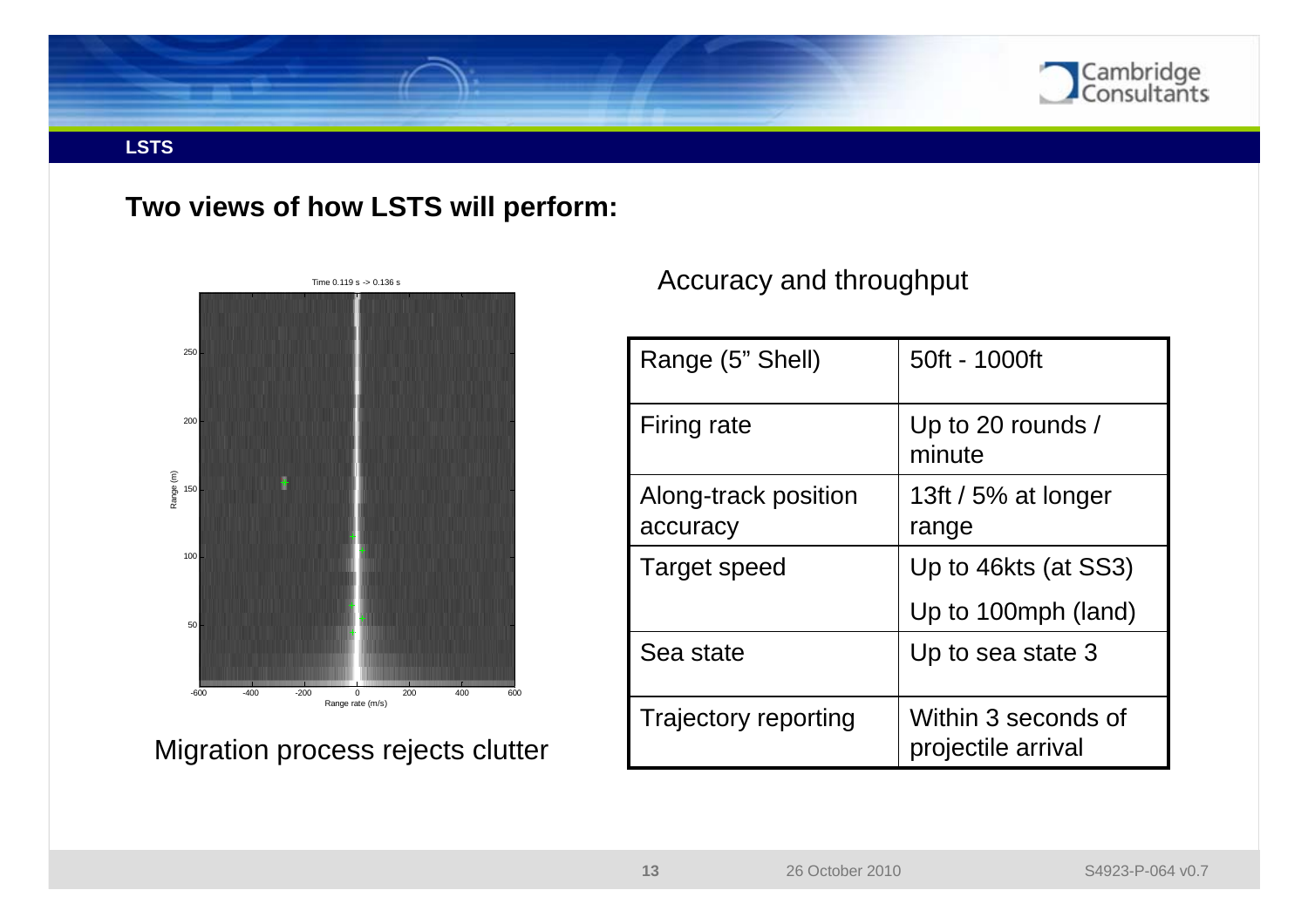## LSTS

### Two views of how LSTS will perform:

Migration process rejects clutter

Accuracy and throughput

| Range (5" Shell) | 50ft - 1000ft |
| --- | --- |
| Firing rate | Up to 20 rounds / minute |
| Along-track position accuracy | 13ft / 5% at longer range |
| Target speed | Up to 46kts (at SS3) Up to 100mph (land) |
| Sea state | Up to sea state 3 |
| Trajectory reporting | Within 3 seconds of projectile arrival |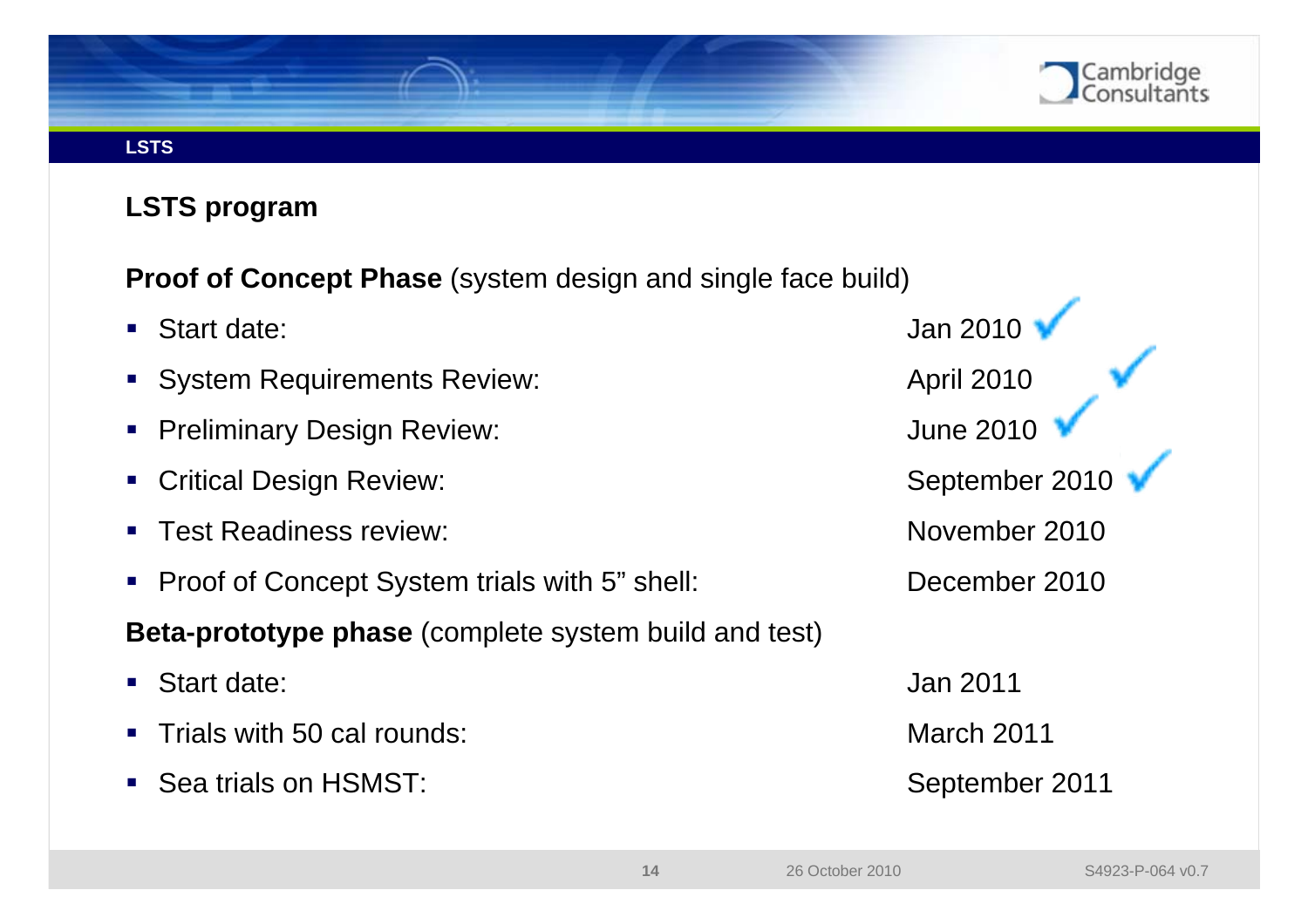**LSTS**

## LSTS program

**Proof of Concept Phase** (system design and single face build)

- Start date: Jan 2010 ✓
- System Requirements Review: April 2010 ✓
- Preliminary Design Review: June 2010 ✓
- Critical Design Review: September 2010 ✓
- Test Readiness review: November 2010
- Proof of Concept System trials with 5" shell: December 2010

**Beta-prototype phase** (complete system build and test)

- Start date: Jan 2011
- Trials with 50 cal rounds: March 2011
- Sea trials on HSMST: September 2011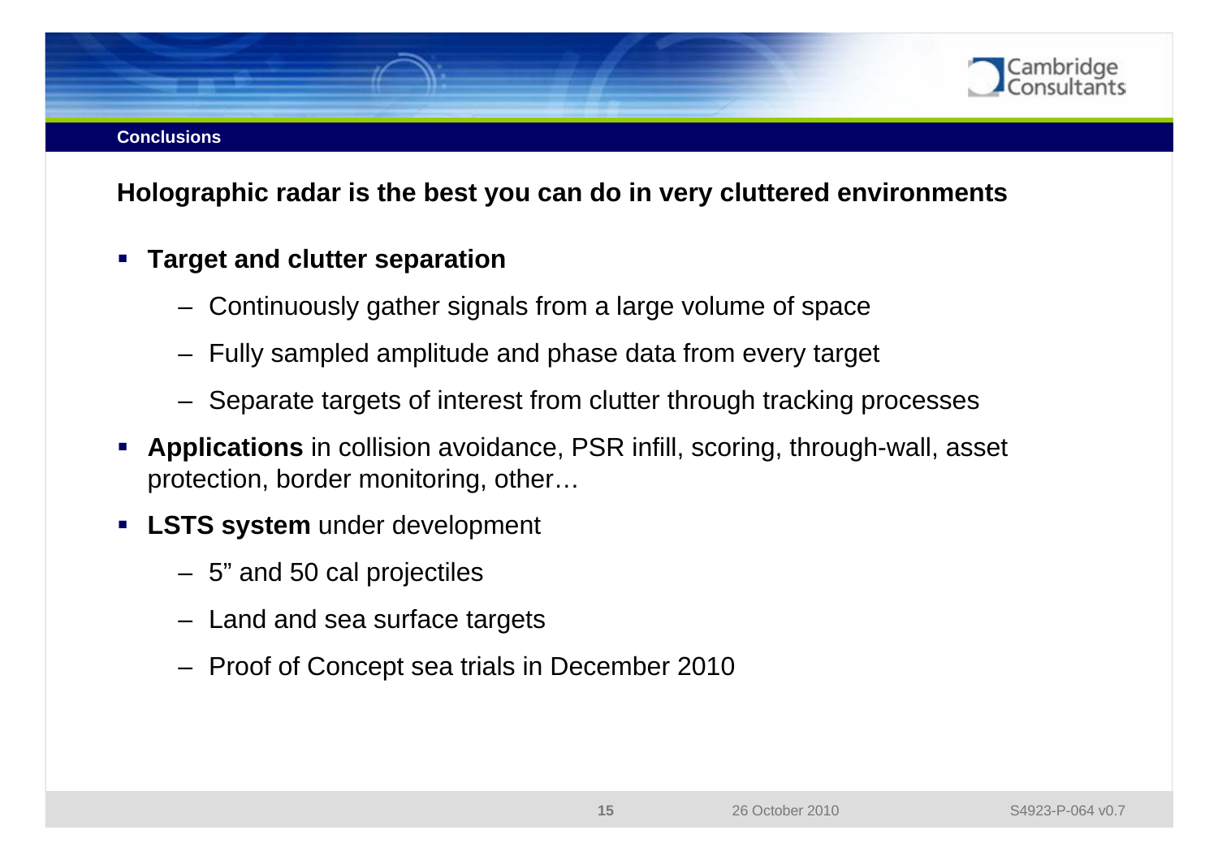## Conclusions

**Holographic radar is the best you can do in very cluttered environments**

- **Target and clutter separation**
  - Continuously gather signals from a large volume of space
  - Fully sampled amplitude and phase data from every target
  - Separate targets of interest from clutter through tracking processes
- **Applications** in collision avoidance, PSR infill, scoring, through-wall, asset protection, border monitoring, other…
- **LSTS system** under development
  - 5” and 50 cal projectiles
  - Land and sea surface targets
  - Proof of Concept sea trials in December 2010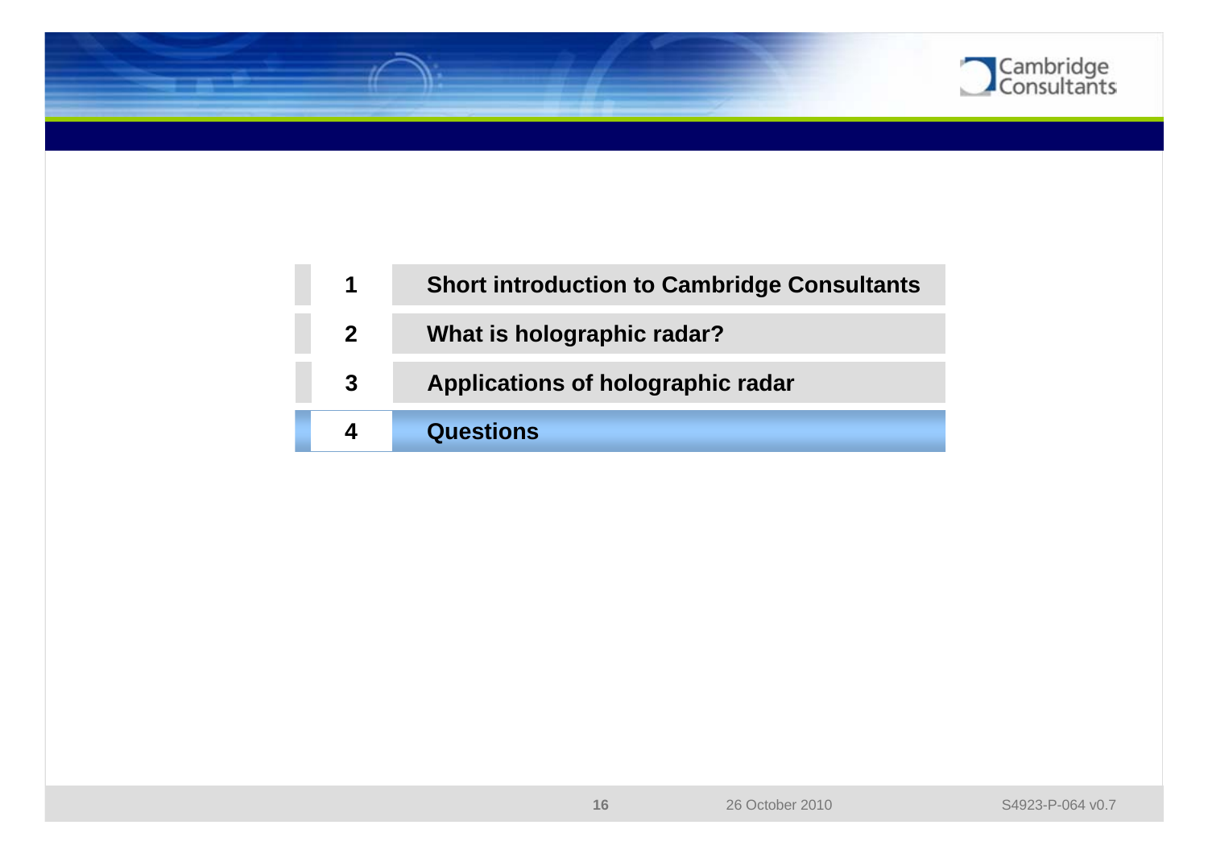| | |
|---|---|
| 1 | **Short introduction to Cambridge Consultants** |
| 2 | **What is holographic radar?** |
| 3 | **Applications of holographic radar** |
| 4 | **Questions** |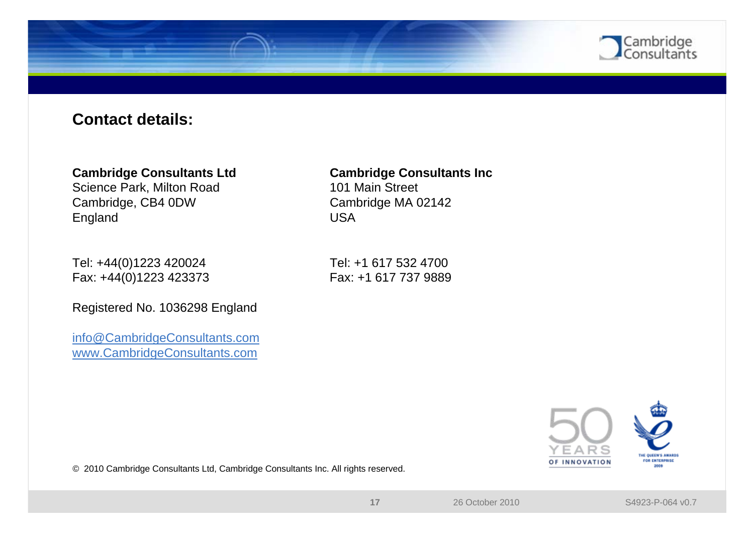## Contact details:

**Cambridge Consultants Ltd**
Science Park, Milton Road
Cambridge, CB4 0DW
England

Tel: +44(0)1223 420024
Fax: +44(0)1223 423373

Registered No. 1036298 England

info@CambridgeConsultants.com
www.CambridgeConsultants.com

**Cambridge Consultants Inc**
101 Main Street
Cambridge MA 02142
USA

Tel: +1 617 532 4700
Fax: +1 617 737 9889

© 2010 Cambridge Consultants Ltd, Cambridge Consultants Inc. All rights reserved.